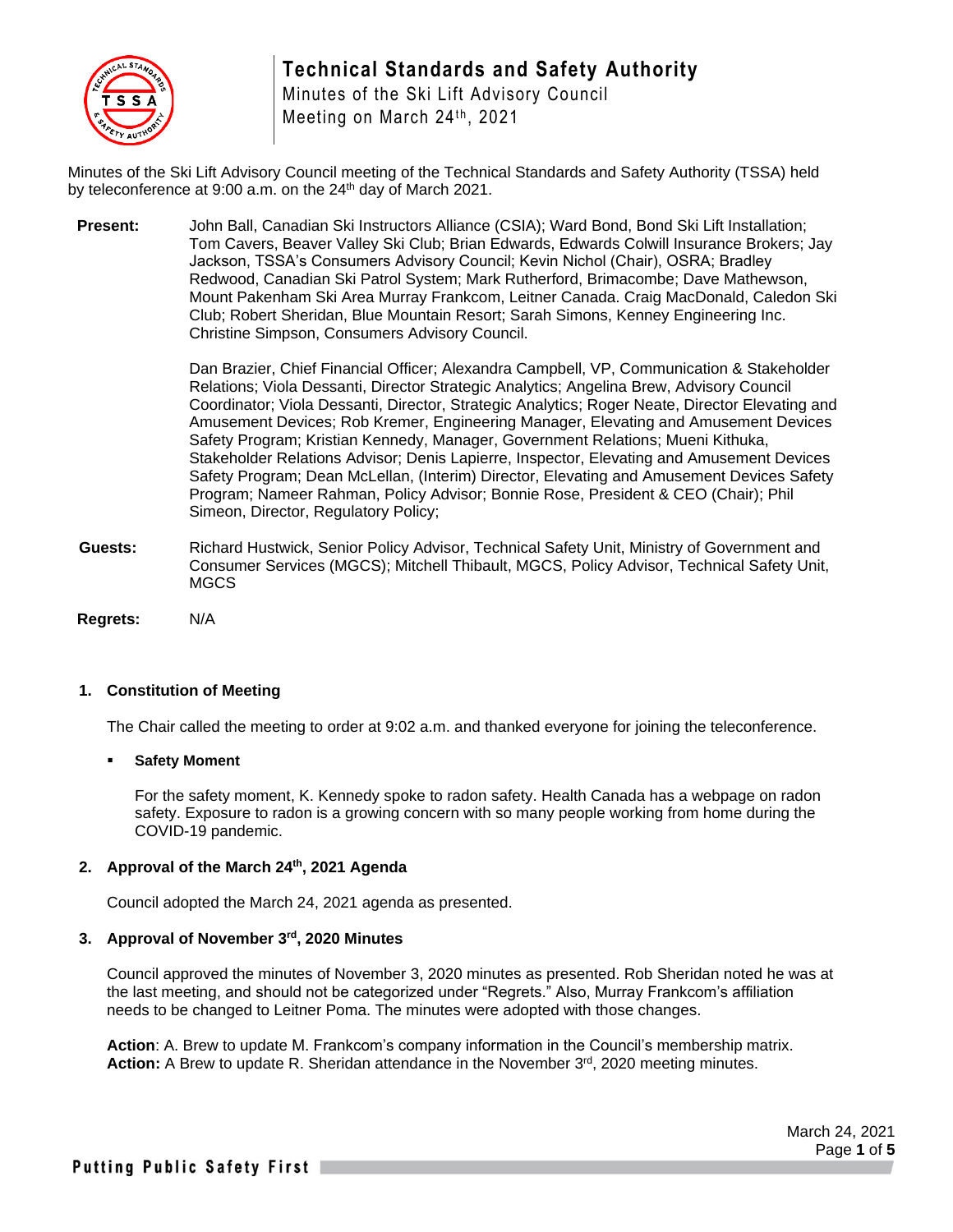# Technical Standards and Safety Authority

Minutes of the Ski Lift Advisory Council
Meeting on March 24th, 2021

Minutes of the Ski Lift Advisory Council meeting of the Technical Standards and Safety Authority (TSSA) held by teleconference at 9:00 a.m. on the 24th day of March 2021.

**Present:** John Ball, Canadian Ski Instructors Alliance (CSIA); Ward Bond, Bond Ski Lift Installation; Tom Cavers, Beaver Valley Ski Club; Brian Edwards, Edwards Colwill Insurance Brokers; Jay Jackson, TSSA's Consumers Advisory Council; Kevin Nichol (Chair), OSRA; Bradley Redwood, Canadian Ski Patrol System; Mark Rutherford, Brimacombe; Dave Mathewson, Mount Pakenham Ski Area Murray Frankcom, Leitner Canada. Craig MacDonald, Caledon Ski Club; Robert Sheridan, Blue Mountain Resort; Sarah Simons, Kenney Engineering Inc. Christine Simpson, Consumers Advisory Council.

Dan Brazier, Chief Financial Officer; Alexandra Campbell, VP, Communication & Stakeholder Relations; Viola Dessanti, Director Strategic Analytics; Angelina Brew, Advisory Council Coordinator; Viola Dessanti, Director, Strategic Analytics; Roger Neate, Director Elevating and Amusement Devices; Rob Kremer, Engineering Manager, Elevating and Amusement Devices Safety Program; Kristian Kennedy, Manager, Government Relations; Mueni Kithuka, Stakeholder Relations Advisor; Denis Lapierre, Inspector, Elevating and Amusement Devices Safety Program; Dean McLellan, (Interim) Director, Elevating and Amusement Devices Safety Program; Nameer Rahman, Policy Advisor; Bonnie Rose, President & CEO (Chair); Phil Simeon, Director, Regulatory Policy;

**Guests:** Richard Hustwick, Senior Policy Advisor, Technical Safety Unit, Ministry of Government and Consumer Services (MGCS); Mitchell Thibault, MGCS, Policy Advisor, Technical Safety Unit, MGCS

**Regrets:** N/A

## 1. Constitution of Meeting

The Chair called the meeting to order at 9:02 a.m. and thanked everyone for joining the teleconference.

- **Safety Moment**

  For the safety moment, K. Kennedy spoke to radon safety. Health Canada has a webpage on radon safety. Exposure to radon is a growing concern with so many people working from home during the COVID-19 pandemic.

## 2. Approval of the March 24th, 2021 Agenda

Council adopted the March 24, 2021 agenda as presented.

## 3. Approval of November 3rd, 2020 Minutes

Council approved the minutes of November 3, 2020 minutes as presented. Rob Sheridan noted he was at the last meeting, and should not be categorized under "Regrets." Also, Murray Frankcom's affiliation needs to be changed to Leitner Poma. The minutes were adopted with those changes.

**Action**: A. Brew to update M. Frankcom's company information in the Council's membership matrix.
**Action:** A Brew to update R. Sheridan attendance in the November 3rd, 2020 meeting minutes.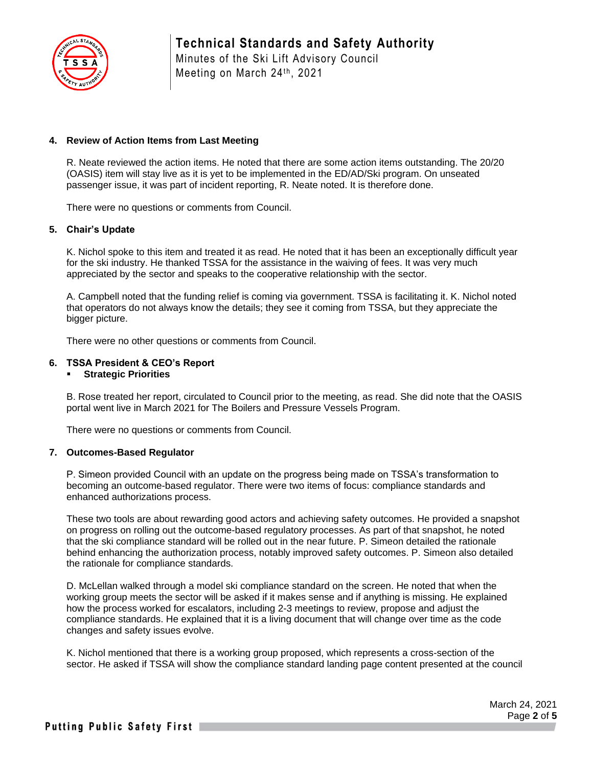## 4. Review of Action Items from Last Meeting

R. Neate reviewed the action items. He noted that there are some action items outstanding. The 20/20 (OASIS) item will stay live as it is yet to be implemented in the ED/AD/Ski program. On unseated passenger issue, it was part of incident reporting, R. Neate noted. It is therefore done.

There were no questions or comments from Council.

## 5. Chair's Update

K. Nichol spoke to this item and treated it as read. He noted that it has been an exceptionally difficult year for the ski industry. He thanked TSSA for the assistance in the waiving of fees. It was very much appreciated by the sector and speaks to the cooperative relationship with the sector.

A. Campbell noted that the funding relief is coming via government. TSSA is facilitating it. K. Nichol noted that operators do not always know the details; they see it coming from TSSA, but they appreciate the bigger picture.

There were no other questions or comments from Council.

## 6. TSSA President & CEO's Report

- **Strategic Priorities**

B. Rose treated her report, circulated to Council prior to the meeting, as read. She did note that the OASIS portal went live in March 2021 for The Boilers and Pressure Vessels Program.

There were no questions or comments from Council.

## 7. Outcomes-Based Regulator

P. Simeon provided Council with an update on the progress being made on TSSA's transformation to becoming an outcome-based regulator. There were two items of focus: compliance standards and enhanced authorizations process.

These two tools are about rewarding good actors and achieving safety outcomes. He provided a snapshot on progress on rolling out the outcome-based regulatory processes. As part of that snapshot, he noted that the ski compliance standard will be rolled out in the near future. P. Simeon detailed the rationale behind enhancing the authorization process, notably improved safety outcomes. P. Simeon also detailed the rationale for compliance standards.

D. McLellan walked through a model ski compliance standard on the screen. He noted that when the working group meets the sector will be asked if it makes sense and if anything is missing. He explained how the process worked for escalators, including 2-3 meetings to review, propose and adjust the compliance standards. He explained that it is a living document that will change over time as the code changes and safety issues evolve.

K. Nichol mentioned that there is a working group proposed, which represents a cross-section of the sector. He asked if TSSA will show the compliance standard landing page content presented at the council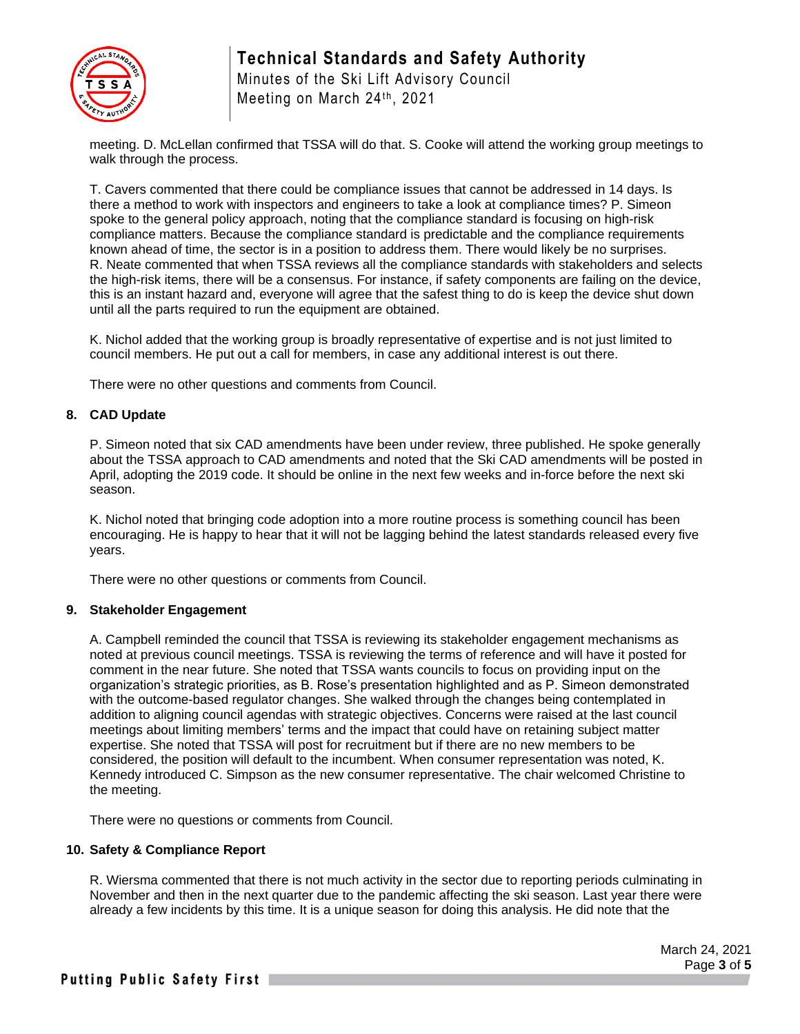meeting. D. McLellan confirmed that TSSA will do that. S. Cooke will attend the working group meetings to walk through the process.

T. Cavers commented that there could be compliance issues that cannot be addressed in 14 days. Is there a method to work with inspectors and engineers to take a look at compliance times? P. Simeon spoke to the general policy approach, noting that the compliance standard is focusing on high-risk compliance matters. Because the compliance standard is predictable and the compliance requirements known ahead of time, the sector is in a position to address them. There would likely be no surprises. R. Neate commented that when TSSA reviews all the compliance standards with stakeholders and selects the high-risk items, there will be a consensus. For instance, if safety components are failing on the device, this is an instant hazard and, everyone will agree that the safest thing to do is keep the device shut down until all the parts required to run the equipment are obtained.

K. Nichol added that the working group is broadly representative of expertise and is not just limited to council members. He put out a call for members, in case any additional interest is out there.

There were no other questions and comments from Council.

**8. CAD Update**

P. Simeon noted that six CAD amendments have been under review, three published. He spoke generally about the TSSA approach to CAD amendments and noted that the Ski CAD amendments will be posted in April, adopting the 2019 code. It should be online in the next few weeks and in-force before the next ski season.

K. Nichol noted that bringing code adoption into a more routine process is something council has been encouraging. He is happy to hear that it will not be lagging behind the latest standards released every five years.

There were no other questions or comments from Council.

**9. Stakeholder Engagement**

A. Campbell reminded the council that TSSA is reviewing its stakeholder engagement mechanisms as noted at previous council meetings. TSSA is reviewing the terms of reference and will have it posted for comment in the near future. She noted that TSSA wants councils to focus on providing input on the organization's strategic priorities, as B. Rose's presentation highlighted and as P. Simeon demonstrated with the outcome-based regulator changes. She walked through the changes being contemplated in addition to aligning council agendas with strategic objectives. Concerns were raised at the last council meetings about limiting members' terms and the impact that could have on retaining subject matter expertise. She noted that TSSA will post for recruitment but if there are no new members to be considered, the position will default to the incumbent. When consumer representation was noted, K. Kennedy introduced C. Simpson as the new consumer representative. The chair welcomed Christine to the meeting.

There were no questions or comments from Council.

**10. Safety & Compliance Report**

R. Wiersma commented that there is not much activity in the sector due to reporting periods culminating in November and then in the next quarter due to the pandemic affecting the ski season. Last year there were already a few incidents by this time. It is a unique season for doing this analysis. He did note that the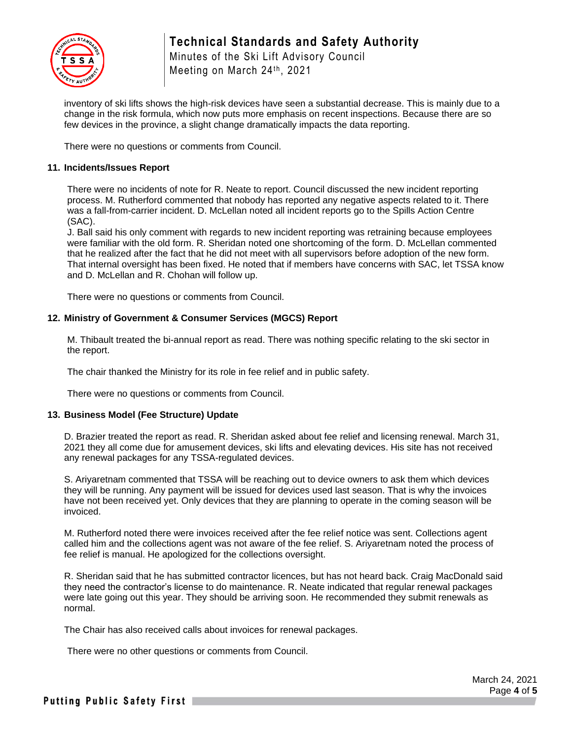inventory of ski lifts shows the high-risk devices have seen a substantial decrease. This is mainly due to a change in the risk formula, which now puts more emphasis on recent inspections. Because there are so few devices in the province, a slight change dramatically impacts the data reporting.

There were no questions or comments from Council.

**11. Incidents/Issues Report**

There were no incidents of note for R. Neate to report. Council discussed the new incident reporting process. M. Rutherford commented that nobody has reported any negative aspects related to it. There was a fall-from-carrier incident. D. McLellan noted all incident reports go to the Spills Action Centre (SAC).
J. Ball said his only comment with regards to new incident reporting was retraining because employees were familiar with the old form. R. Sheridan noted one shortcoming of the form. D. McLellan commented that he realized after the fact that he did not meet with all supervisors before adoption of the new form. That internal oversight has been fixed. He noted that if members have concerns with SAC, let TSSA know and D. McLellan and R. Chohan will follow up.

There were no questions or comments from Council.

**12. Ministry of Government & Consumer Services (MGCS) Report**

M. Thibault treated the bi-annual report as read. There was nothing specific relating to the ski sector in the report.

The chair thanked the Ministry for its role in fee relief and in public safety.

There were no questions or comments from Council.

**13. Business Model (Fee Structure) Update**

D. Brazier treated the report as read. R. Sheridan asked about fee relief and licensing renewal. March 31, 2021 they all come due for amusement devices, ski lifts and elevating devices. His site has not received any renewal packages for any TSSA-regulated devices.

S. Ariyaretnam commented that TSSA will be reaching out to device owners to ask them which devices they will be running. Any payment will be issued for devices used last season. That is why the invoices have not been received yet. Only devices that they are planning to operate in the coming season will be invoiced.

M. Rutherford noted there were invoices received after the fee relief notice was sent. Collections agent called him and the collections agent was not aware of the fee relief. S. Ariyaretnam noted the process of fee relief is manual. He apologized for the collections oversight.

R. Sheridan said that he has submitted contractor licences, but has not heard back. Craig MacDonald said they need the contractor's license to do maintenance. R. Neate indicated that regular renewal packages were late going out this year. They should be arriving soon. He recommended they submit renewals as normal.

The Chair has also received calls about invoices for renewal packages.

There were no other questions or comments from Council.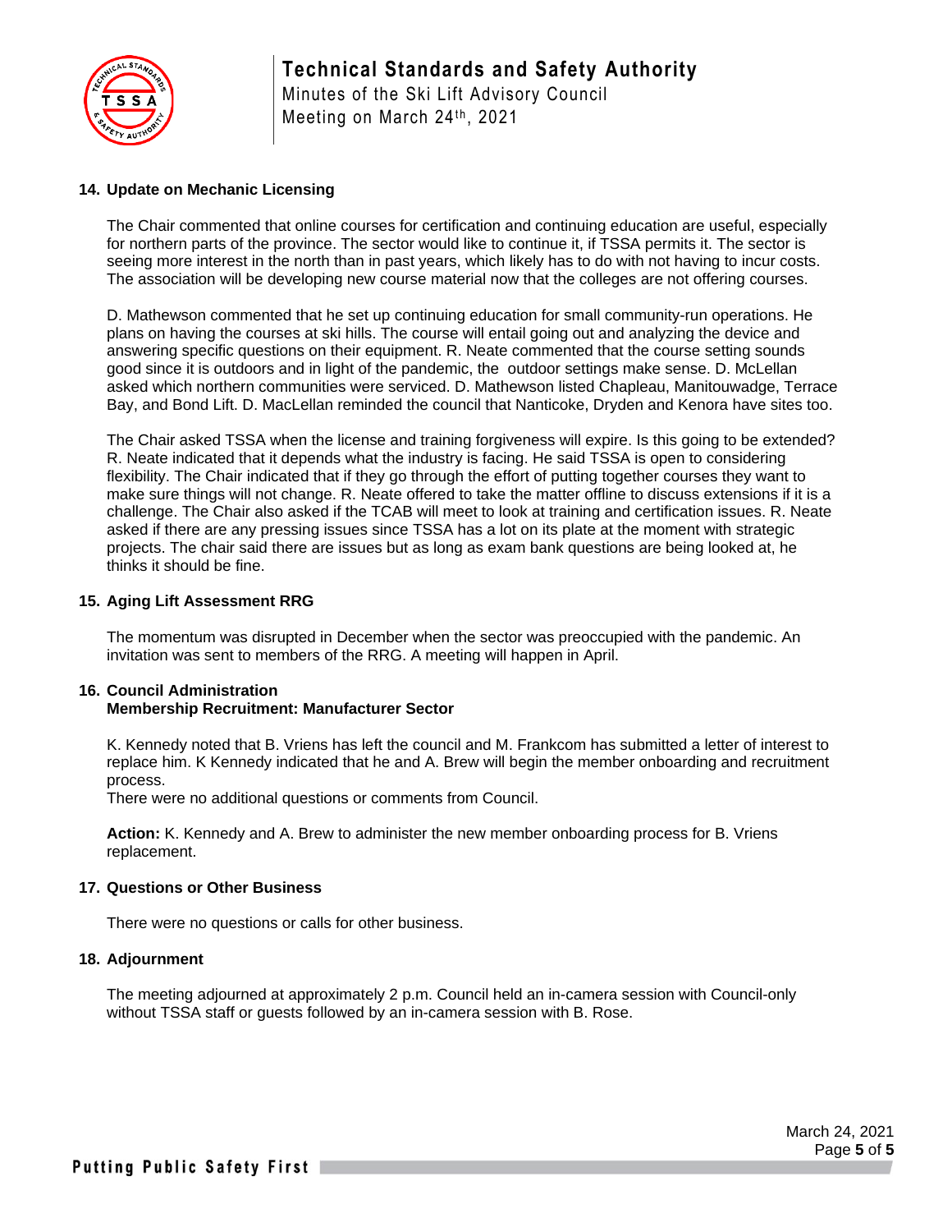### 14. Update on Mechanic Licensing

The Chair commented that online courses for certification and continuing education are useful, especially for northern parts of the province. The sector would like to continue it, if TSSA permits it. The sector is seeing more interest in the north than in past years, which likely has to do with not having to incur costs. The association will be developing new course material now that the colleges are not offering courses.

D. Mathewson commented that he set up continuing education for small community-run operations. He plans on having the courses at ski hills. The course will entail going out and analyzing the device and answering specific questions on their equipment. R. Neate commented that the course setting sounds good since it is outdoors and in light of the pandemic, the outdoor settings make sense. D. McLellan asked which northern communities were serviced. D. Mathewson listed Chapleau, Manitouwadge, Terrace Bay, and Bond Lift. D. MacLellan reminded the council that Nanticoke, Dryden and Kenora have sites too.

The Chair asked TSSA when the license and training forgiveness will expire. Is this going to be extended? R. Neate indicated that it depends what the industry is facing. He said TSSA is open to considering flexibility. The Chair indicated that if they go through the effort of putting together courses they want to make sure things will not change. R. Neate offered to take the matter offline to discuss extensions if it is a challenge. The Chair also asked if the TCAB will meet to look at training and certification issues. R. Neate asked if there are any pressing issues since TSSA has a lot on its plate at the moment with strategic projects. The chair said there are issues but as long as exam bank questions are being looked at, he thinks it should be fine.

### 15. Aging Lift Assessment RRG

The momentum was disrupted in December when the sector was preoccupied with the pandemic. An invitation was sent to members of the RRG. A meeting will happen in April.

### 16. Council Administration
**Membership Recruitment: Manufacturer Sector**

K. Kennedy noted that B. Vriens has left the council and M. Frankcom has submitted a letter of interest to replace him. K Kennedy indicated that he and A. Brew will begin the member onboarding and recruitment process.
There were no additional questions or comments from Council.

**Action:** K. Kennedy and A. Brew to administer the new member onboarding process for B. Vriens replacement.

### 17. Questions or Other Business

There were no questions or calls for other business.

### 18. Adjournment

The meeting adjourned at approximately 2 p.m. Council held an in-camera session with Council-only without TSSA staff or guests followed by an in-camera session with B. Rose.